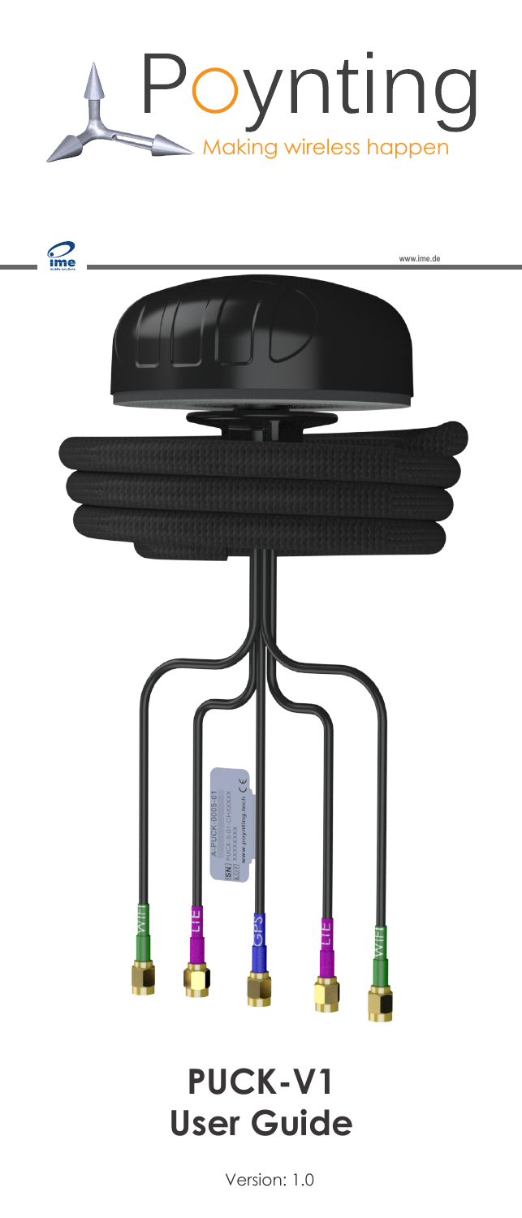Poynting

Making wireless happen

www.ime.de

# PUCK-V1
# User Guide

Version: 1.0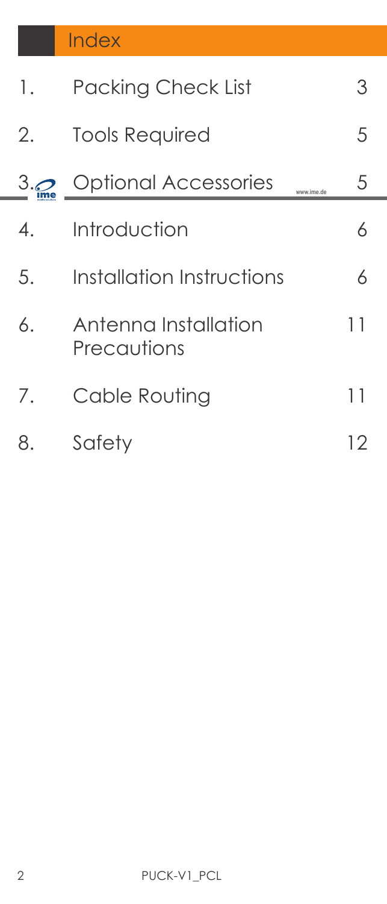# Index

| | | |
|---|---|---|
| 1. | Packing Check List | 3 |
| 2. | Tools Required | 5 |
| 3. | Optional Accessories | 5 |
| 4. | Introduction | 6 |
| 5. | Installation Instructions | 6 |
| 6. | Antenna Installation Precautions | 11 |
| 7. | Cable Routing | 11 |
| 8. | Safety | 12 |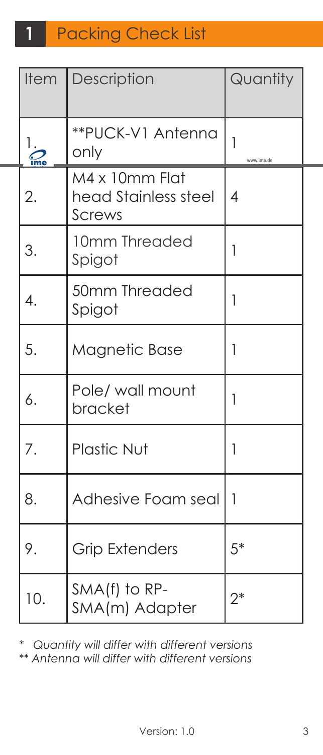# 1 Packing Check List

| Item | Description | Quantity |
|---|---|---|
| 1. | **PUCK-V1 Antenna only | 1 |
| 2. | M4 x 10mm Flat head Stainless steel Screws | 4 |
| 3. | 10mm Threaded Spigot | 1 |
| 4. | 50mm Threaded Spigot | 1 |
| 5. | Magnetic Base | 1 |
| 6. | Pole/ wall mount bracket | 1 |
| 7. | Plastic Nut | 1 |
| 8. | Adhesive Foam seal | 1 |
| 9. | Grip Extenders | 5* |
| 10. | SMA(f) to RP-SMA(m) Adapter | 2* |

*\* Quantity will differ with different versions*
*\*\* Antenna will differ with different versions*

Version: 1.0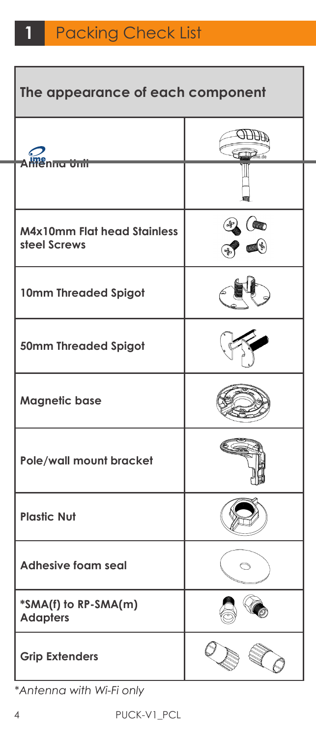# 1 Packing Check List

| The appearance of each component | |
|---|---|
| Antenna Unit | |
| M4x10mm Flat head Stainless steel Screws | |
| 10mm Threaded Spigot | |
| 50mm Threaded Spigot | |
| Magnetic base | |
| Pole/wall mount bracket | |
| Plastic Nut | |
| Adhesive foam seal | |
| *SMA(f) to RP-SMA(m) Adapters | |
| Grip Extenders | |

*Antenna with Wi-Fi only*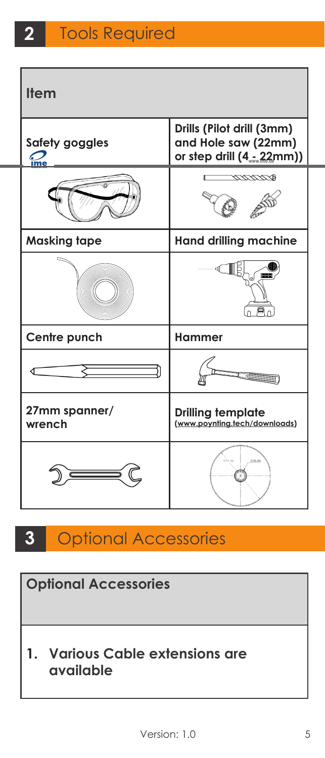## 2 Tools Required

| Item | |
|---|---|
| Safety goggles | Drills (Pilot drill (3mm) and Hole saw (22mm) or step drill (4 - 22mm)) |
| Masking tape | Hand drilling machine |
| Centre punch | Hammer |
| 27mm spanner/ wrench | Drilling template (www.poynting.tech/downloads) |

## 3 Optional Accessories

| Optional Accessories |
|---|
| 1. Various Cable extensions are available |

Version: 1.0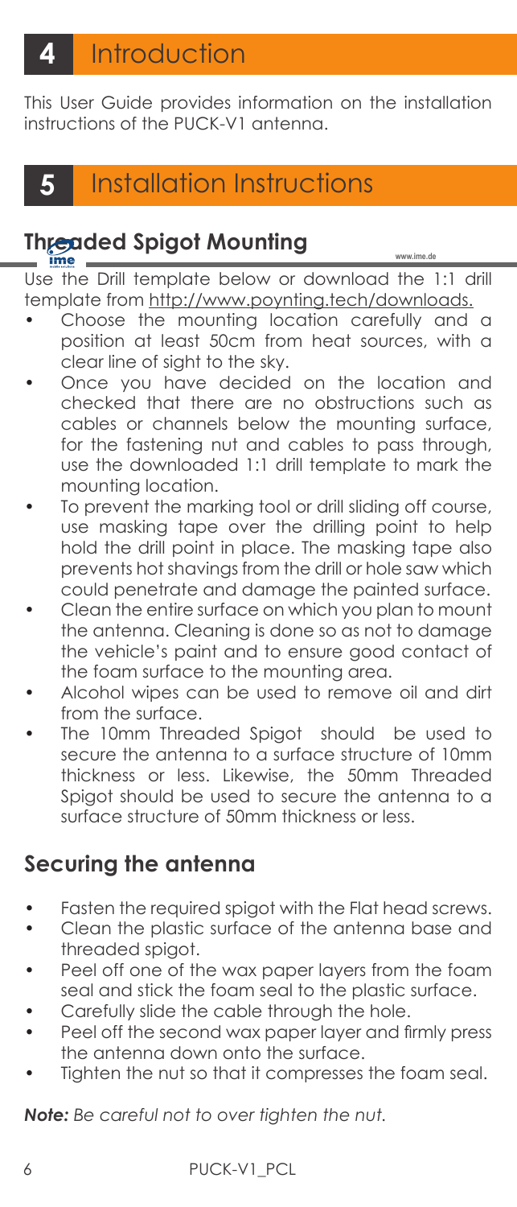# 4 Introduction

This User Guide provides information on the installation instructions of the PUCK-V1 antenna.

# 5 Installation Instructions

## Threaded Spigot Mounting

Use the Drill template below or download the 1:1 drill template from http://www.poynting.tech/downloads.

- Choose the mounting location carefully and a position at least 50cm from heat sources, with a clear line of sight to the sky.
- Once you have decided on the location and checked that there are no obstructions such as cables or channels below the mounting surface, for the fastening nut and cables to pass through, use the downloaded 1:1 drill template to mark the mounting location.
- To prevent the marking tool or drill sliding off course, use masking tape over the drilling point to help hold the drill point in place. The masking tape also prevents hot shavings from the drill or hole saw which could penetrate and damage the painted surface.
- Clean the entire surface on which you plan to mount the antenna. Cleaning is done so as not to damage the vehicle's paint and to ensure good contact of the foam surface to the mounting area.
- Alcohol wipes can be used to remove oil and dirt from the surface.
- The 10mm Threaded Spigot should be used to secure the antenna to a surface structure of 10mm thickness or less. Likewise, the 50mm Threaded Spigot should be used to secure the antenna to a surface structure of 50mm thickness or less.

## Securing the antenna

- Fasten the required spigot with the Flat head screws.
- Clean the plastic surface of the antenna base and threaded spigot.
- Peel off one of the wax paper layers from the foam seal and stick the foam seal to the plastic surface.
- Carefully slide the cable through the hole.
- Peel off the second wax paper layer and firmly press the antenna down onto the surface.
- Tighten the nut so that it compresses the foam seal.

***Note:*** *Be careful not to over tighten the nut.*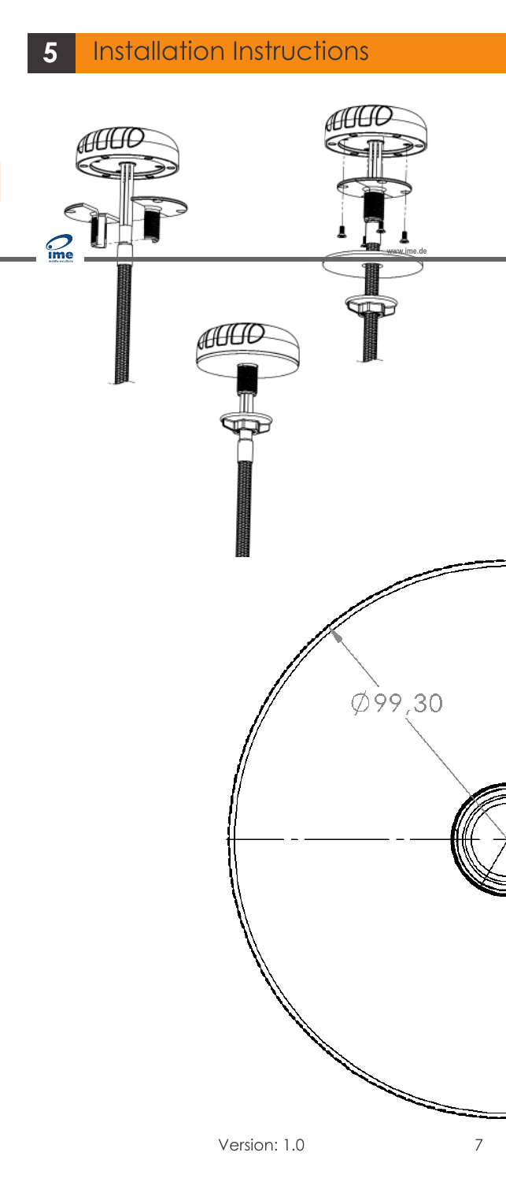# 5 Installation Instructions

www.ime.de

Ø99,30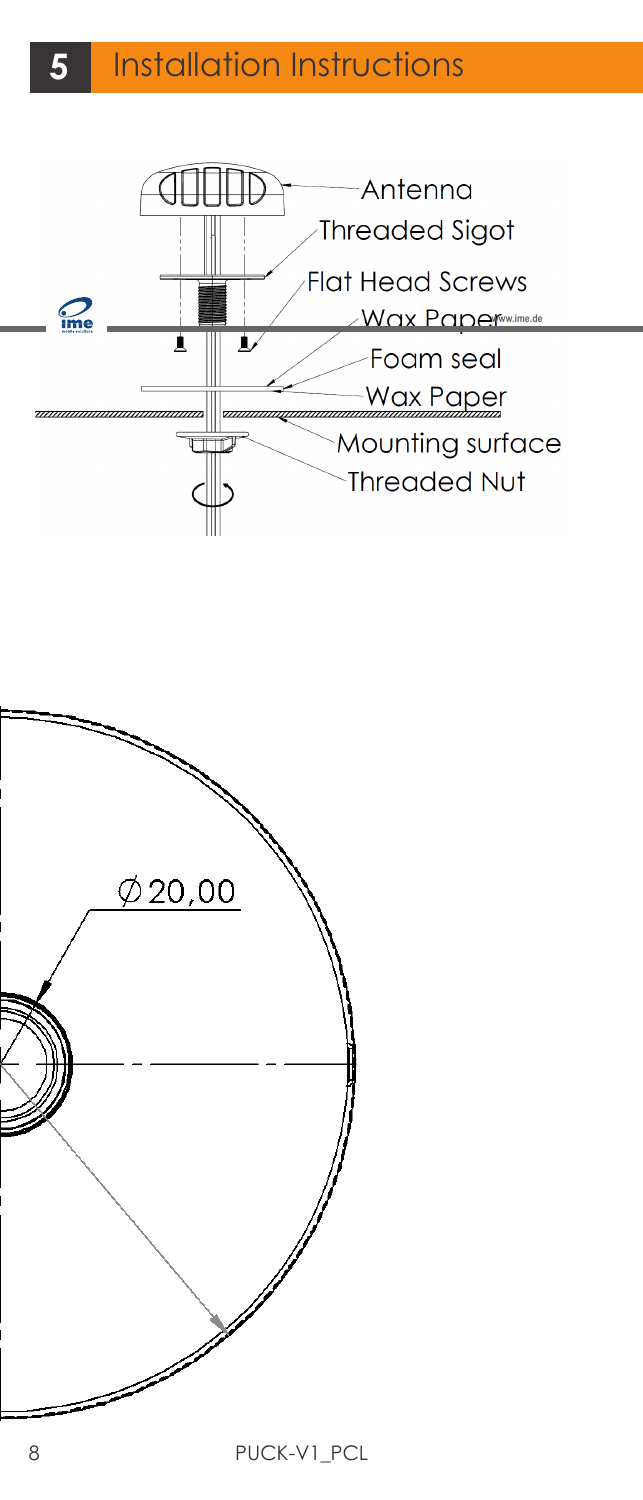# 5 Installation Instructions

Antenna

Threaded Sigot

Flat Head Screws

Wax Paper

Foam seal

Wax Paper

Mounting surface

Threaded Nut

∅20,00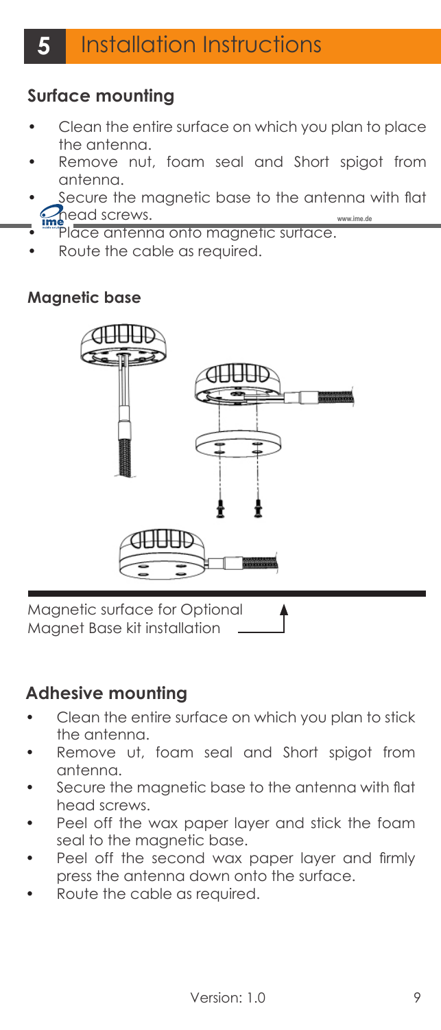# 5 Installation Instructions

## Surface mounting

- Clean the entire surface on which you plan to place the antenna.
- Remove nut, foam seal and Short spigot from antenna.
- Secure the magnetic base to the antenna with flat head screws.
- Place antenna onto magnetic surface.
- Route the cable as required.

### Magnetic base

Magnetic surface for Optional Magnet Base kit installation

## Adhesive mounting

- Clean the entire surface on which you plan to stick the antenna.
- Remove ut, foam seal and Short spigot from antenna.
- Secure the magnetic base to the antenna with flat head screws.
- Peel off the wax paper layer and stick the foam seal to the magnetic base.
- Peel off the second wax paper layer and firmly press the antenna down onto the surface.
- Route the cable as required.

Version: 1.0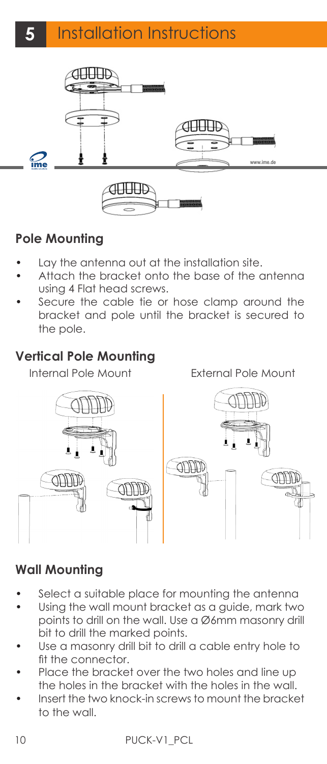# 5 Installation Instructions

## Pole Mounting

- Lay the antenna out at the installation site.
- Attach the bracket onto the base of the antenna using 4 Flat head screws.
- Secure the cable tie or hose clamp around the bracket and pole until the bracket is secured to the pole.

## Vertical Pole Mounting

Internal Pole Mount

External Pole Mount

## Wall Mounting

- Select a suitable place for mounting the antenna
- Using the wall mount bracket as a guide, mark two points to drill on the wall. Use a Ø6mm masonry drill bit to drill the marked points.
- Use a masonry drill bit to drill a cable entry hole to fit the connector.
- Place the bracket over the two holes and line up the holes in the bracket with the holes in the wall.
- Insert the two knock-in screws to mount the bracket to the wall.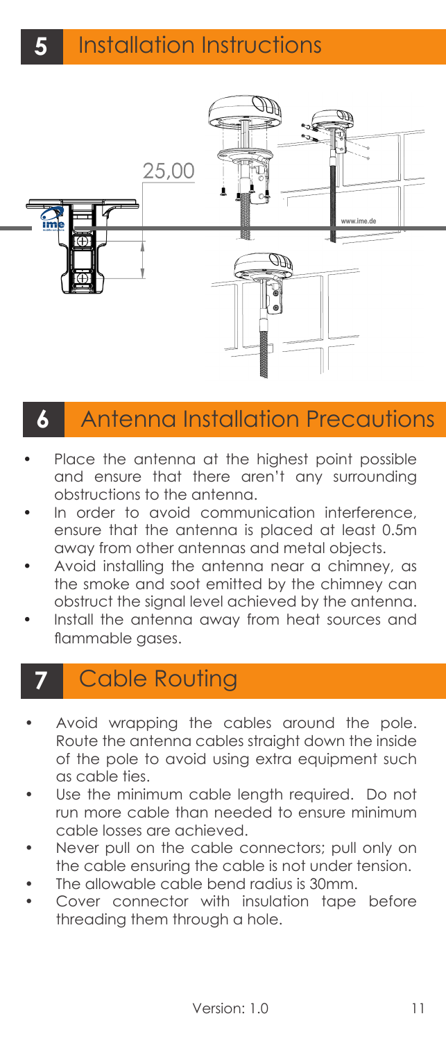## 5 Installation Instructions

25,00

## 6 Antenna Installation Precautions

- Place the antenna at the highest point possible and ensure that there aren't any surrounding obstructions to the antenna.
- In order to avoid communication interference, ensure that the antenna is placed at least 0.5m away from other antennas and metal objects.
- Avoid installing the antenna near a chimney, as the smoke and soot emitted by the chimney can obstruct the signal level achieved by the antenna.
- Install the antenna away from heat sources and flammable gases.

## 7 Cable Routing

- Avoid wrapping the cables around the pole. Route the antenna cables straight down the inside of the pole to avoid using extra equipment such as cable ties.
- Use the minimum cable length required. Do not run more cable than needed to ensure minimum cable losses are achieved.
- Never pull on the cable connectors; pull only on the cable ensuring the cable is not under tension.
- The allowable cable bend radius is 30mm.
- Cover connector with insulation tape before threading them through a hole.

Version: 1.0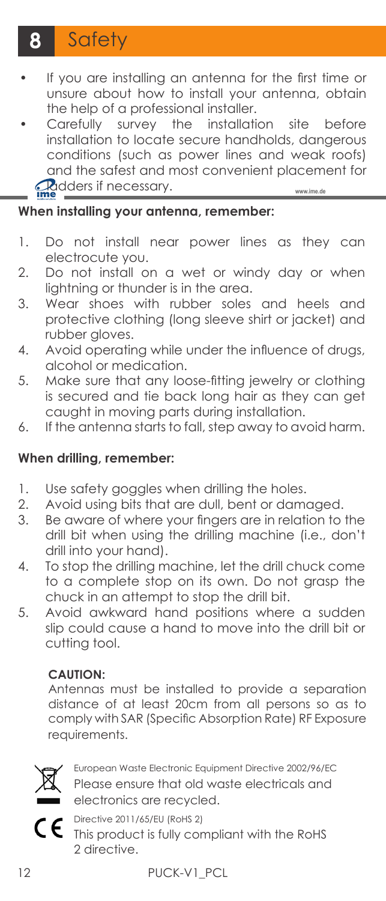# 8 Safety

- If you are installing an antenna for the first time or unsure about how to install your antenna, obtain the help of a professional installer.
- Carefully survey the installation site before installation to locate secure handholds, dangerous conditions (such as power lines and weak roofs) and the safest and most convenient placement for ladders if necessary.

**When installing your antenna, remember:**

1. Do not install near power lines as they can electrocute you.
2. Do not install on a wet or windy day or when lightning or thunder is in the area.
3. Wear shoes with rubber soles and heels and protective clothing (long sleeve shirt or jacket) and rubber gloves.
4. Avoid operating while under the influence of drugs, alcohol or medication.
5. Make sure that any loose-fitting jewelry or clothing is secured and tie back long hair as they can get caught in moving parts during installation.
6. If the antenna starts to fall, step away to avoid harm.

**When drilling, remember:**

1. Use safety goggles when drilling the holes.
2. Avoid using bits that are dull, bent or damaged.
3. Be aware of where your fingers are in relation to the drill bit when using the drilling machine (i.e., don't drill into your hand).
4. To stop the drilling machine, let the drill chuck come to a complete stop on its own. Do not grasp the chuck in an attempt to stop the drill bit.
5. Avoid awkward hand positions where a sudden slip could cause a hand to move into the drill bit or cutting tool.

**CAUTION:**

Antennas must be installed to provide a separation distance of at least 20cm from all persons so as to comply with SAR (Specific Absorption Rate) RF Exposure requirements.

European Waste Electronic Equipment Directive 2002/96/EC
Please ensure that old waste electricals and electronics are recycled.

Directive 2011/65/EU (RoHS 2)
This product is fully compliant with the RoHS 2 directive.

PUCK-V1_PCL